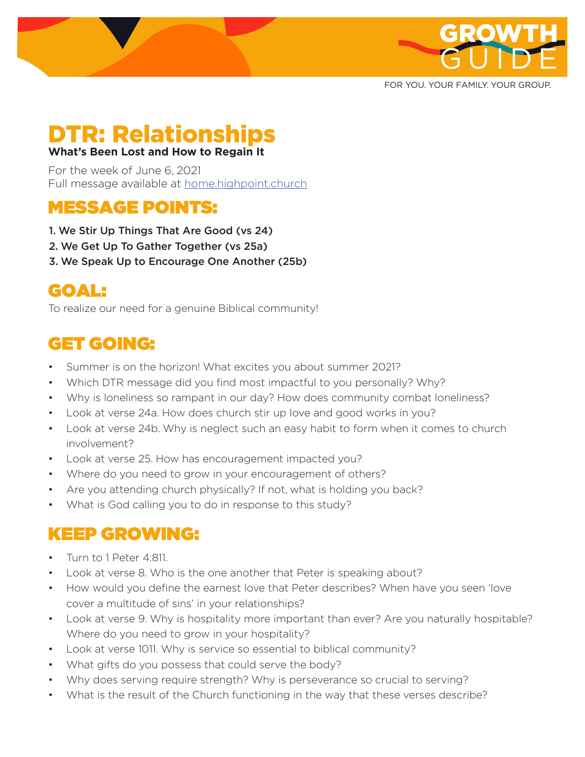# GROWTH GUIDE

FOR YOU. YOUR FAMILY. YOUR GROUP.

# DTR: Relationships

**What's Been Lost and How to Regain It**

For the week of June 6, 2021
Full message available at home.highpoint.church

## MESSAGE POINTS:

1. We Stir Up Things That Are Good (vs 24)
2. We Get Up To Gather Together (vs 25a)
3. We Speak Up to Encourage One Another (25b)

## GOAL:

To realize our need for a genuine Biblical community!

## GET GOING:

- Summer is on the horizon! What excites you about summer 2021?
- Which DTR message did you find most impactful to you personally? Why?
- Why is loneliness so rampant in our day? How does community combat loneliness?
- Look at verse 24a. How does church stir up love and good works in you?
- Look at verse 24b. Why is neglect such an easy habit to form when it comes to church involvement?
- Look at verse 25. How has encouragement impacted you?
- Where do you need to grow in your encouragement of others?
- Are you attending church physically? If not, what is holding you back?
- What is God calling you to do in response to this study?

## KEEP GROWING:

- Turn to 1 Peter 4:811.
- Look at verse 8. Who is the one another that Peter is speaking about?
- How would you define the earnest love that Peter describes? When have you seen 'love cover a multitude of sins' in your relationships?
- Look at verse 9. Why is hospitality more important than ever? Are you naturally hospitable? Where do you need to grow in your hospitality?
- Look at verse 1011. Why is service so essential to biblical community?
- What gifts do you possess that could serve the body?
- Why does serving require strength? Why is perseverance so crucial to serving?
- What is the result of the Church functioning in the way that these verses describe?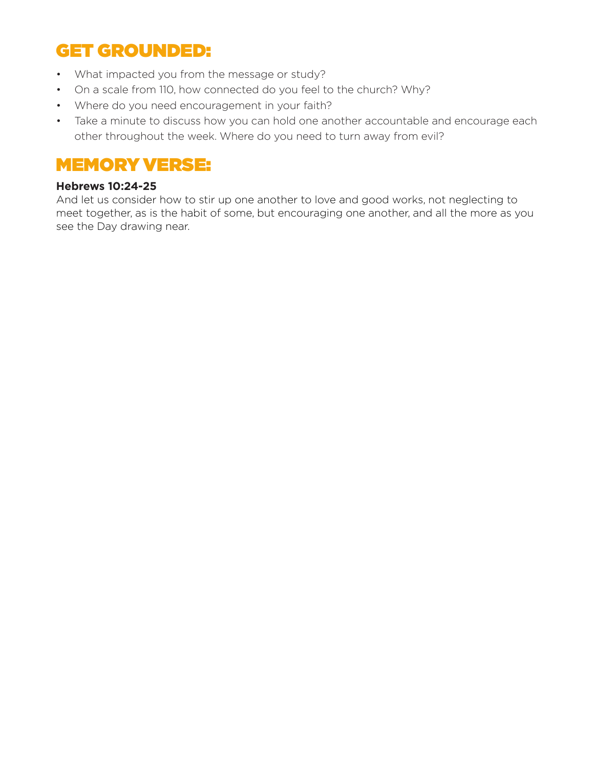## GET GROUNDED:

- What impacted you from the message or study?
- On a scale from 110, how connected do you feel to the church? Why?
- Where do you need encouragement in your faith?
- Take a minute to discuss how you can hold one another accountable and encourage each other throughout the week. Where do you need to turn away from evil?

## MEMORY VERSE:

**Hebrews 10:24-25**
And let us consider how to stir up one another to love and good works, not neglecting to meet together, as is the habit of some, but encouraging one another, and all the more as you see the Day drawing near.